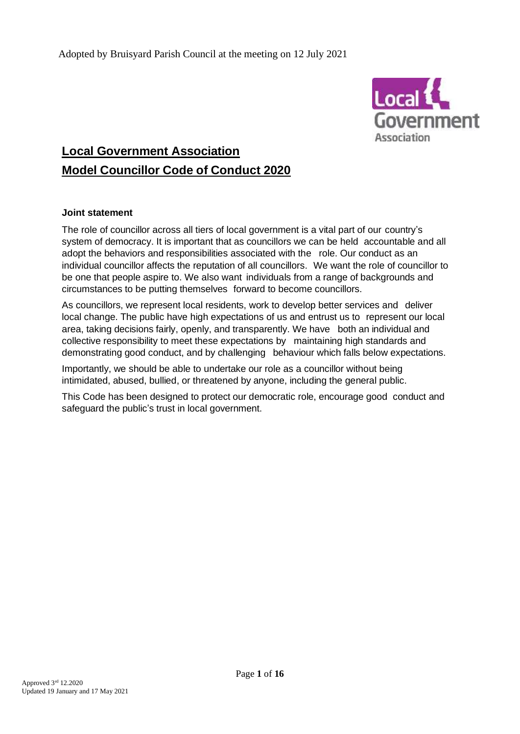Adopted by Bruisyard Parish Council at the meeting on 12 July 2021

# Local Government Association
# Model Councillor Code of Conduct 2020

**Joint statement**

The role of councillor across all tiers of local government is a vital part of our country's system of democracy. It is important that as councillors we can be held accountable and all adopt the behaviors and responsibilities associated with the role. Our conduct as an individual councillor affects the reputation of all councillors. We want the role of councillor to be one that people aspire to. We also want individuals from a range of backgrounds and circumstances to be putting themselves forward to become councillors.

As councillors, we represent local residents, work to develop better services and deliver local change. The public have high expectations of us and entrust us to represent our local area, taking decisions fairly, openly, and transparently. We have both an individual and collective responsibility to meet these expectations by maintaining high standards and demonstrating good conduct, and by challenging behaviour which falls below expectations.

Importantly, we should be able to undertake our role as a councillor without being intimidated, abused, bullied, or threatened by anyone, including the general public.

This Code has been designed to protect our democratic role, encourage good conduct and safeguard the public's trust in local government.

Approved 3rd 12.2020
Updated 19 January and 17 May 2021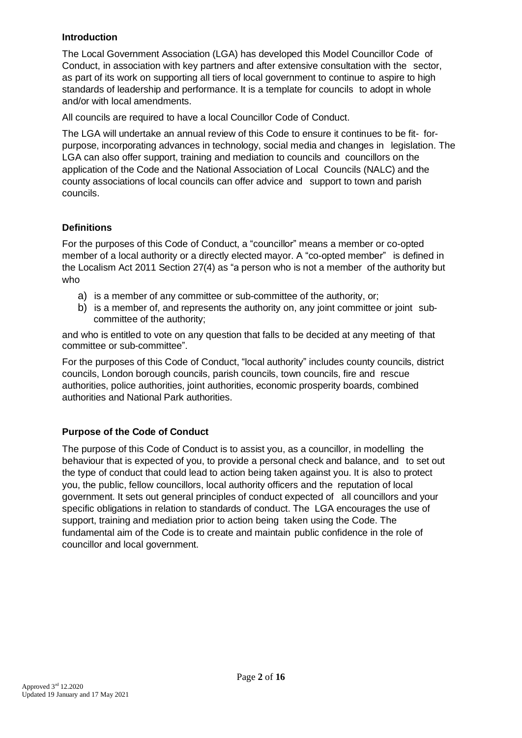## Introduction

The Local Government Association (LGA) has developed this Model Councillor Code of Conduct, in association with key partners and after extensive consultation with the sector, as part of its work on supporting all tiers of local government to continue to aspire to high standards of leadership and performance. It is a template for councils to adopt in whole and/or with local amendments.

All councils are required to have a local Councillor Code of Conduct.

The LGA will undertake an annual review of this Code to ensure it continues to be fit- for-purpose, incorporating advances in technology, social media and changes in legislation. The LGA can also offer support, training and mediation to councils and councillors on the application of the Code and the National Association of Local Councils (NALC) and the county associations of local councils can offer advice and support to town and parish councils.

## Definitions

For the purposes of this Code of Conduct, a "councillor" means a member or co-opted member of a local authority or a directly elected mayor. A "co-opted member" is defined in the Localism Act 2011 Section 27(4) as "a person who is not a member of the authority but who

a) is a member of any committee or sub-committee of the authority, or;
b) is a member of, and represents the authority on, any joint committee or joint sub-committee of the authority;

and who is entitled to vote on any question that falls to be decided at any meeting of that committee or sub-committee".

For the purposes of this Code of Conduct, "local authority" includes county councils, district councils, London borough councils, parish councils, town councils, fire and rescue authorities, police authorities, joint authorities, economic prosperity boards, combined authorities and National Park authorities.

## Purpose of the Code of Conduct

The purpose of this Code of Conduct is to assist you, as a councillor, in modelling the behaviour that is expected of you, to provide a personal check and balance, and to set out the type of conduct that could lead to action being taken against you. It is also to protect you, the public, fellow councillors, local authority officers and the reputation of local government. It sets out general principles of conduct expected of all councillors and your specific obligations in relation to standards of conduct. The LGA encourages the use of support, training and mediation prior to action being taken using the Code. The fundamental aim of the Code is to create and maintain public confidence in the role of councillor and local government.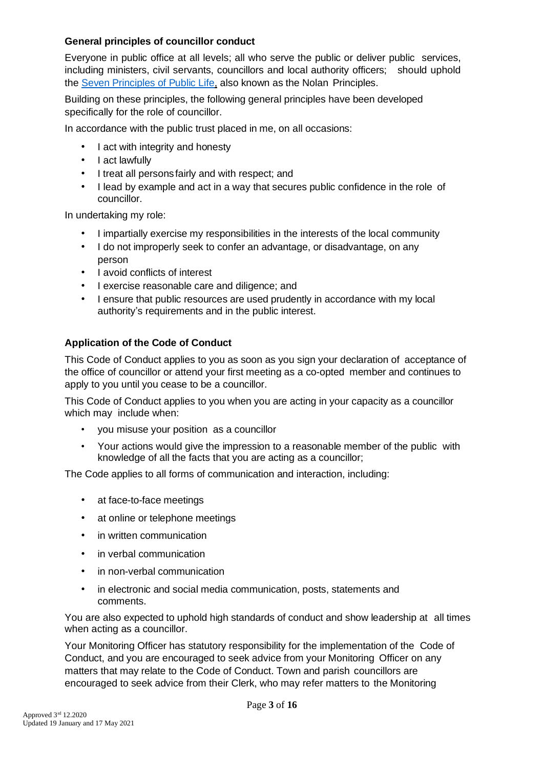### General principles of councillor conduct

Everyone in public office at all levels; all who serve the public or deliver public services, including ministers, civil servants, councillors and local authority officers; should uphold the [Seven Principles of Public Life](), also known as the Nolan Principles.

Building on these principles, the following general principles have been developed specifically for the role of councillor.

In accordance with the public trust placed in me, on all occasions:

- I act with integrity and honesty
- I act lawfully
- I treat all persons fairly and with respect; and
- I lead by example and act in a way that secures public confidence in the role of councillor.

In undertaking my role:

- I impartially exercise my responsibilities in the interests of the local community
- I do not improperly seek to confer an advantage, or disadvantage, on any person
- I avoid conflicts of interest
- I exercise reasonable care and diligence; and
- I ensure that public resources are used prudently in accordance with my local authority's requirements and in the public interest.

### Application of the Code of Conduct

This Code of Conduct applies to you as soon as you sign your declaration of acceptance of the office of councillor or attend your first meeting as a co-opted member and continues to apply to you until you cease to be a councillor.

This Code of Conduct applies to you when you are acting in your capacity as a councillor which may include when:

- you misuse your position as a councillor
- Your actions would give the impression to a reasonable member of the public with knowledge of all the facts that you are acting as a councillor;

The Code applies to all forms of communication and interaction, including:

- at face-to-face meetings
- at online or telephone meetings
- in written communication
- in verbal communication
- in non-verbal communication
- in electronic and social media communication, posts, statements and comments.

You are also expected to uphold high standards of conduct and show leadership at all times when acting as a councillor.

Your Monitoring Officer has statutory responsibility for the implementation of the Code of Conduct, and you are encouraged to seek advice from your Monitoring Officer on any matters that may relate to the Code of Conduct. Town and parish councillors are encouraged to seek advice from their Clerk, who may refer matters to the Monitoring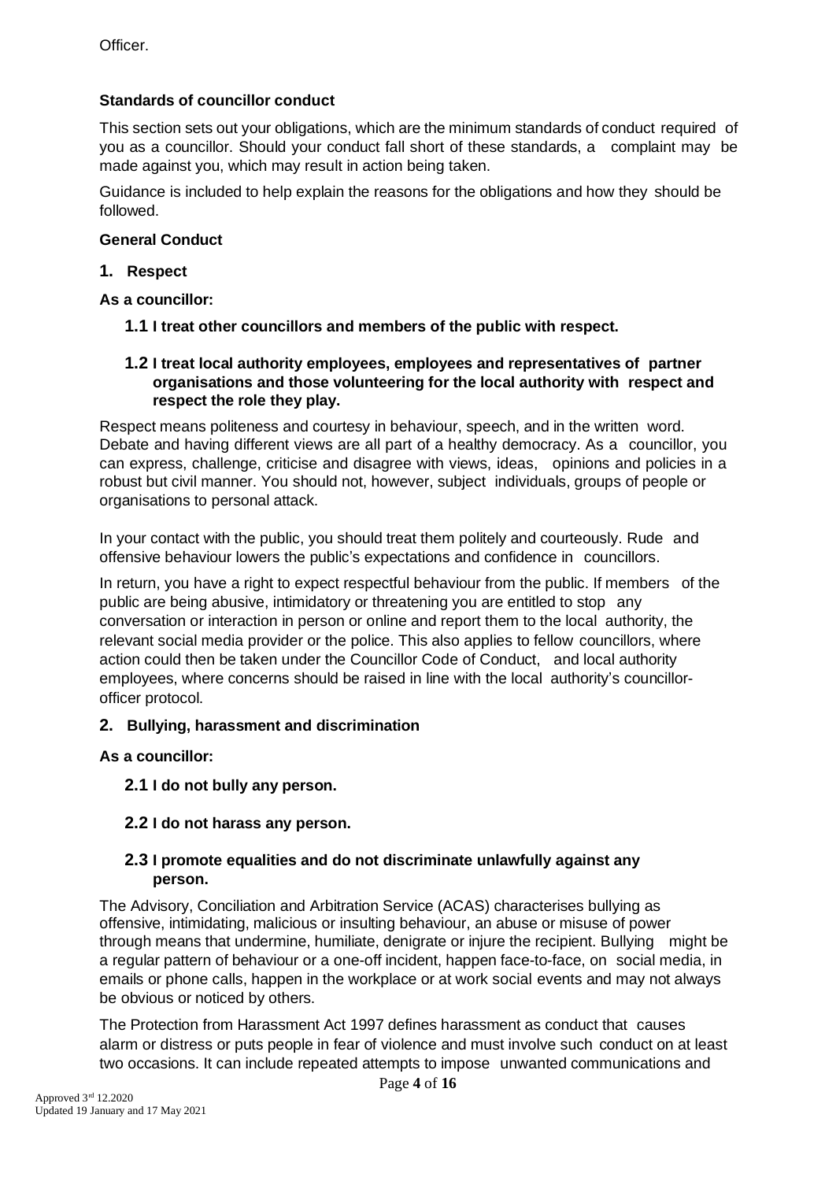Officer.

### Standards of councillor conduct

This section sets out your obligations, which are the minimum standards of conduct required of you as a councillor. Should your conduct fall short of these standards, a complaint may be made against you, which may result in action being taken.

Guidance is included to help explain the reasons for the obligations and how they should be followed.

### General Conduct

#### 1. Respect

**As a councillor:**

**1.1 I treat other councillors and members of the public with respect.**

**1.2 I treat local authority employees, employees and representatives of partner organisations and those volunteering for the local authority with respect and respect the role they play.**

Respect means politeness and courtesy in behaviour, speech, and in the written word. Debate and having different views are all part of a healthy democracy. As a councillor, you can express, challenge, criticise and disagree with views, ideas, opinions and policies in a robust but civil manner. You should not, however, subject individuals, groups of people or organisations to personal attack.

In your contact with the public, you should treat them politely and courteously. Rude and offensive behaviour lowers the public's expectations and confidence in councillors.

In return, you have a right to expect respectful behaviour from the public. If members of the public are being abusive, intimidatory or threatening you are entitled to stop any conversation or interaction in person or online and report them to the local authority, the relevant social media provider or the police. This also applies to fellow councillors, where action could then be taken under the Councillor Code of Conduct, and local authority employees, where concerns should be raised in line with the local authority's councillor-officer protocol.

#### 2. Bullying, harassment and discrimination

**As a councillor:**

**2.1 I do not bully any person.**

**2.2 I do not harass any person.**

**2.3 I promote equalities and do not discriminate unlawfully against any person.**

The Advisory, Conciliation and Arbitration Service (ACAS) characterises bullying as offensive, intimidating, malicious or insulting behaviour, an abuse or misuse of power through means that undermine, humiliate, denigrate or injure the recipient. Bullying might be a regular pattern of behaviour or a one-off incident, happen face-to-face, on social media, in emails or phone calls, happen in the workplace or at work social events and may not always be obvious or noticed by others.

The Protection from Harassment Act 1997 defines harassment as conduct that causes alarm or distress or puts people in fear of violence and must involve such conduct on at least two occasions. It can include repeated attempts to impose unwanted communications and

Approved 3rd 12.2020
Updated 19 January and 17 May 2021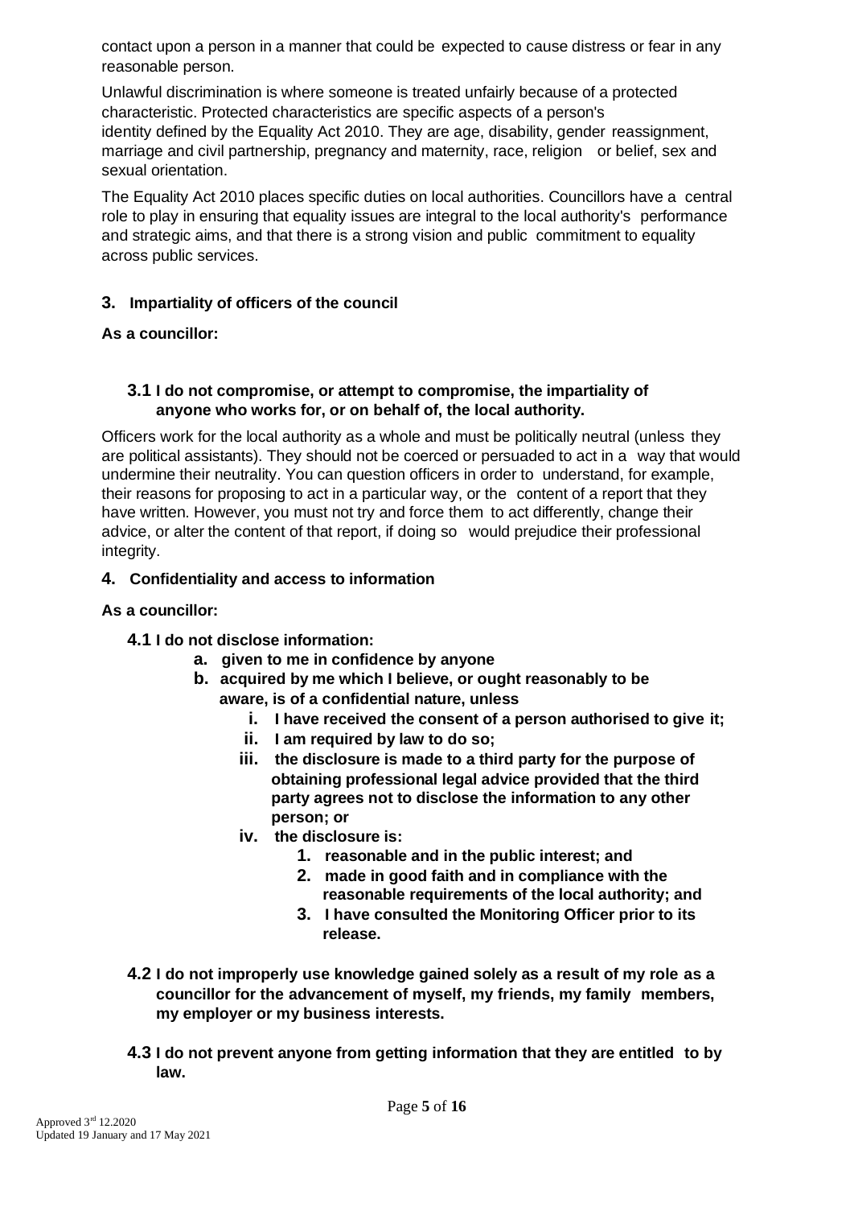contact upon a person in a manner that could be expected to cause distress or fear in any reasonable person.

Unlawful discrimination is where someone is treated unfairly because of a protected characteristic. Protected characteristics are specific aspects of a person's identity defined by the Equality Act 2010. They are age, disability, gender reassignment, marriage and civil partnership, pregnancy and maternity, race, religion or belief, sex and sexual orientation.

The Equality Act 2010 places specific duties on local authorities. Councillors have a central role to play in ensuring that equality issues are integral to the local authority's performance and strategic aims, and that there is a strong vision and public commitment to equality across public services.

## 3. Impartiality of officers of the council

**As a councillor:**

**3.1 I do not compromise, or attempt to compromise, the impartiality of anyone who works for, or on behalf of, the local authority.**

Officers work for the local authority as a whole and must be politically neutral (unless they are political assistants). They should not be coerced or persuaded to act in a way that would undermine their neutrality. You can question officers in order to understand, for example, their reasons for proposing to act in a particular way, or the content of a report that they have written. However, you must not try and force them to act differently, change their advice, or alter the content of that report, if doing so would prejudice their professional integrity.

## 4. Confidentiality and access to information

**As a councillor:**

**4.1 I do not disclose information:**

- **a. given to me in confidence by anyone**
- **b. acquired by me which I believe, or ought reasonably to be aware, is of a confidential nature, unless**
  - **i. I have received the consent of a person authorised to give it;**
  - **ii. I am required by law to do so;**
  - **iii. the disclosure is made to a third party for the purpose of obtaining professional legal advice provided that the third party agrees not to disclose the information to any other person; or**
  - **iv. the disclosure is:**
    - **1. reasonable and in the public interest; and**
    - **2. made in good faith and in compliance with the reasonable requirements of the local authority; and**
    - **3. I have consulted the Monitoring Officer prior to its release.**

**4.2 I do not improperly use knowledge gained solely as a result of my role as a councillor for the advancement of myself, my friends, my family members, my employer or my business interests.**

**4.3 I do not prevent anyone from getting information that they are entitled to by law.**

Approved 3rd 12.2020
Updated 19 January and 17 May 2021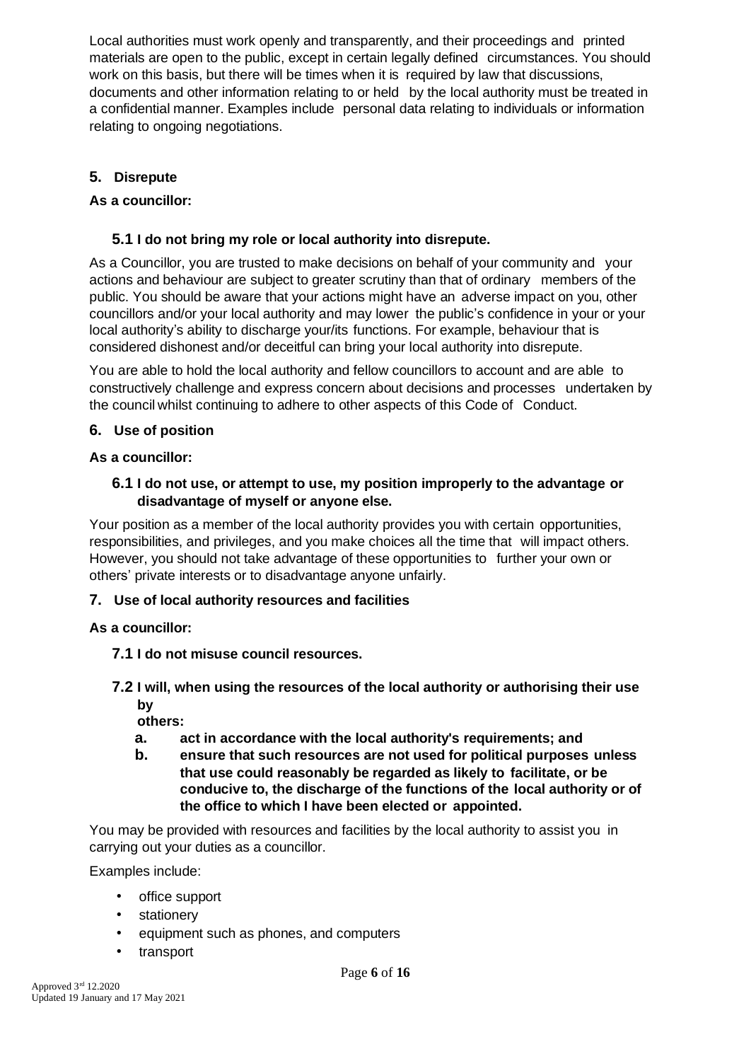Local authorities must work openly and transparently, and their proceedings and printed materials are open to the public, except in certain legally defined circumstances. You should work on this basis, but there will be times when it is required by law that discussions, documents and other information relating to or held by the local authority must be treated in a confidential manner. Examples include personal data relating to individuals or information relating to ongoing negotiations.

## 5. Disrepute

**As a councillor:**

### 5.1 I do not bring my role or local authority into disrepute.

As a Councillor, you are trusted to make decisions on behalf of your community and your actions and behaviour are subject to greater scrutiny than that of ordinary members of the public. You should be aware that your actions might have an adverse impact on you, other councillors and/or your local authority and may lower the public's confidence in your or your local authority's ability to discharge your/its functions. For example, behaviour that is considered dishonest and/or deceitful can bring your local authority into disrepute.

You are able to hold the local authority and fellow councillors to account and are able to constructively challenge and express concern about decisions and processes undertaken by the council whilst continuing to adhere to other aspects of this Code of Conduct.

## 6. Use of position

**As a councillor:**

### 6.1 I do not use, or attempt to use, my position improperly to the advantage or disadvantage of myself or anyone else.

Your position as a member of the local authority provides you with certain opportunities, responsibilities, and privileges, and you make choices all the time that will impact others. However, you should not take advantage of these opportunities to further your own or others' private interests or to disadvantage anyone unfairly.

## 7. Use of local authority resources and facilities

**As a councillor:**

### 7.1 I do not misuse council resources.

### 7.2 I will, when using the resources of the local authority or authorising their use by others:

**a. act in accordance with the local authority's requirements; and**

**b. ensure that such resources are not used for political purposes unless that use could reasonably be regarded as likely to facilitate, or be conducive to, the discharge of the functions of the local authority or of the office to which I have been elected or appointed.**

You may be provided with resources and facilities by the local authority to assist you in carrying out your duties as a councillor.

Examples include:

- office support
- stationery
- equipment such as phones, and computers
- transport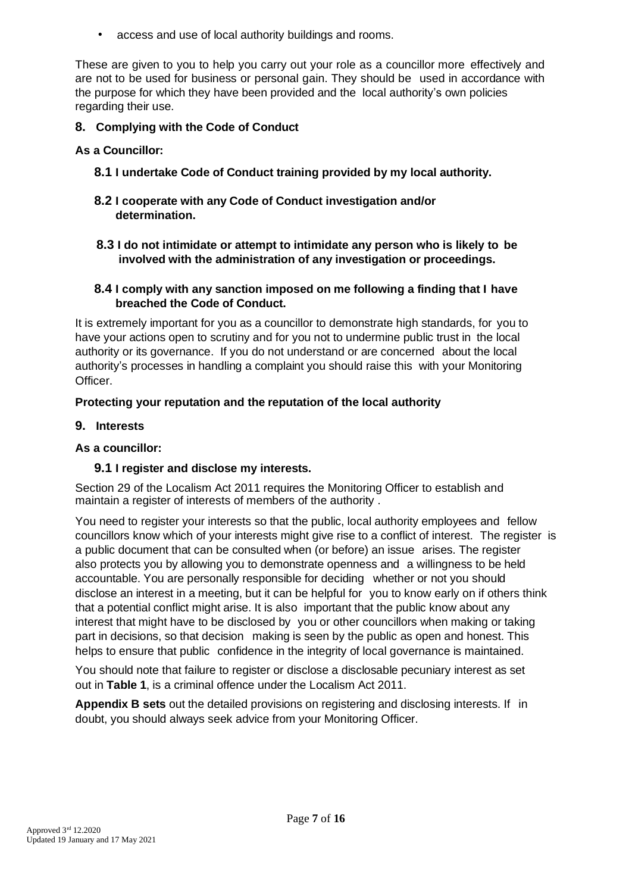- access and use of local authority buildings and rooms.

These are given to you to help you carry out your role as a councillor more effectively and are not to be used for business or personal gain. They should be used in accordance with the purpose for which they have been provided and the local authority's own policies regarding their use.

## 8. Complying with the Code of Conduct

**As a Councillor:**

**8.1 I undertake Code of Conduct training provided by my local authority.**

**8.2 I cooperate with any Code of Conduct investigation and/or determination.**

**8.3 I do not intimidate or attempt to intimidate any person who is likely to be involved with the administration of any investigation or proceedings.**

**8.4 I comply with any sanction imposed on me following a finding that I have breached the Code of Conduct.**

It is extremely important for you as a councillor to demonstrate high standards, for you to have your actions open to scrutiny and for you not to undermine public trust in the local authority or its governance. If you do not understand or are concerned about the local authority's processes in handling a complaint you should raise this with your Monitoring Officer.

### Protecting your reputation and the reputation of the local authority

## 9. Interests

**As a councillor:**

**9.1 I register and disclose my interests.**

Section 29 of the Localism Act 2011 requires the Monitoring Officer to establish and maintain a register of interests of members of the authority .

You need to register your interests so that the public, local authority employees and fellow councillors know which of your interests might give rise to a conflict of interest. The register is a public document that can be consulted when (or before) an issue arises. The register also protects you by allowing you to demonstrate openness and a willingness to be held accountable. You are personally responsible for deciding whether or not you should disclose an interest in a meeting, but it can be helpful for you to know early on if others think that a potential conflict might arise. It is also important that the public know about any interest that might have to be disclosed by you or other councillors when making or taking part in decisions, so that decision making is seen by the public as open and honest. This helps to ensure that public confidence in the integrity of local governance is maintained.

You should note that failure to register or disclose a disclosable pecuniary interest as set out in **Table 1**, is a criminal offence under the Localism Act 2011.

**Appendix B sets** out the detailed provisions on registering and disclosing interests. If in doubt, you should always seek advice from your Monitoring Officer.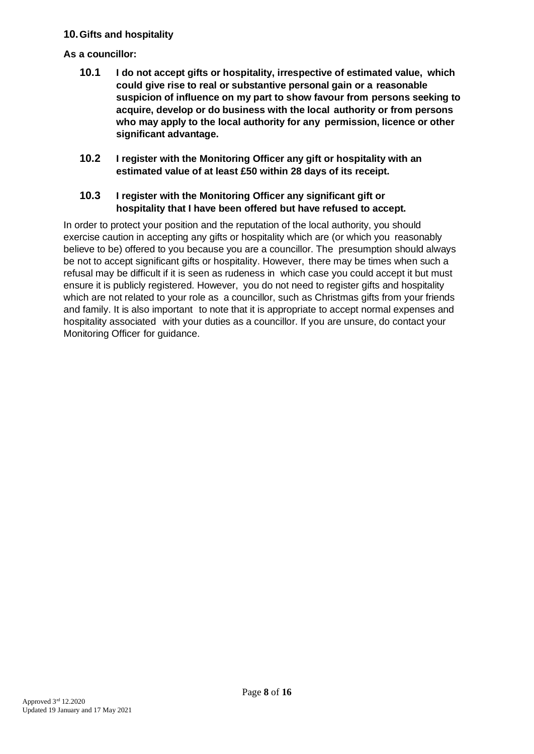## 10. Gifts and hospitality

**As a councillor:**

**10.1** **I do not accept gifts or hospitality, irrespective of estimated value, which could give rise to real or substantive personal gain or a reasonable suspicion of influence on my part to show favour from persons seeking to acquire, develop or do business with the local authority or from persons who may apply to the local authority for any permission, licence or other significant advantage.**

**10.2** **I register with the Monitoring Officer any gift or hospitality with an estimated value of at least £50 within 28 days of its receipt.**

**10.3** **I register with the Monitoring Officer any significant gift or hospitality that I have been offered but have refused to accept.**

In order to protect your position and the reputation of the local authority, you should exercise caution in accepting any gifts or hospitality which are (or which you reasonably believe to be) offered to you because you are a councillor. The presumption should always be not to accept significant gifts or hospitality. However, there may be times when such a refusal may be difficult if it is seen as rudeness in which case you could accept it but must ensure it is publicly registered. However, you do not need to register gifts and hospitality which are not related to your role as a councillor, such as Christmas gifts from your friends and family. It is also important to note that it is appropriate to accept normal expenses and hospitality associated with your duties as a councillor. If you are unsure, do contact your Monitoring Officer for guidance.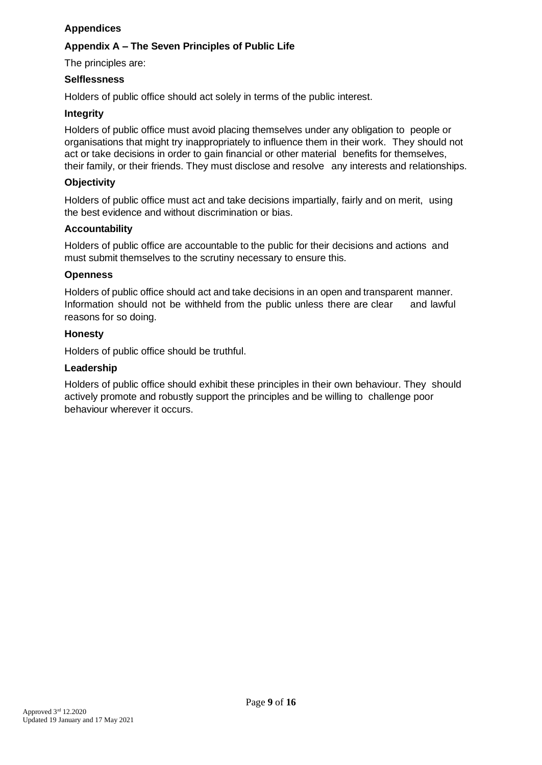## Appendices

### Appendix A – The Seven Principles of Public Life

The principles are:

**Selflessness**

Holders of public office should act solely in terms of the public interest.

**Integrity**

Holders of public office must avoid placing themselves under any obligation to people or organisations that might try inappropriately to influence them in their work. They should not act or take decisions in order to gain financial or other material benefits for themselves, their family, or their friends. They must disclose and resolve any interests and relationships.

**Objectivity**

Holders of public office must act and take decisions impartially, fairly and on merit, using the best evidence and without discrimination or bias.

**Accountability**

Holders of public office are accountable to the public for their decisions and actions and must submit themselves to the scrutiny necessary to ensure this.

**Openness**

Holders of public office should act and take decisions in an open and transparent manner. Information should not be withheld from the public unless there are clear and lawful reasons for so doing.

**Honesty**

Holders of public office should be truthful.

**Leadership**

Holders of public office should exhibit these principles in their own behaviour. They should actively promote and robustly support the principles and be willing to challenge poor behaviour wherever it occurs.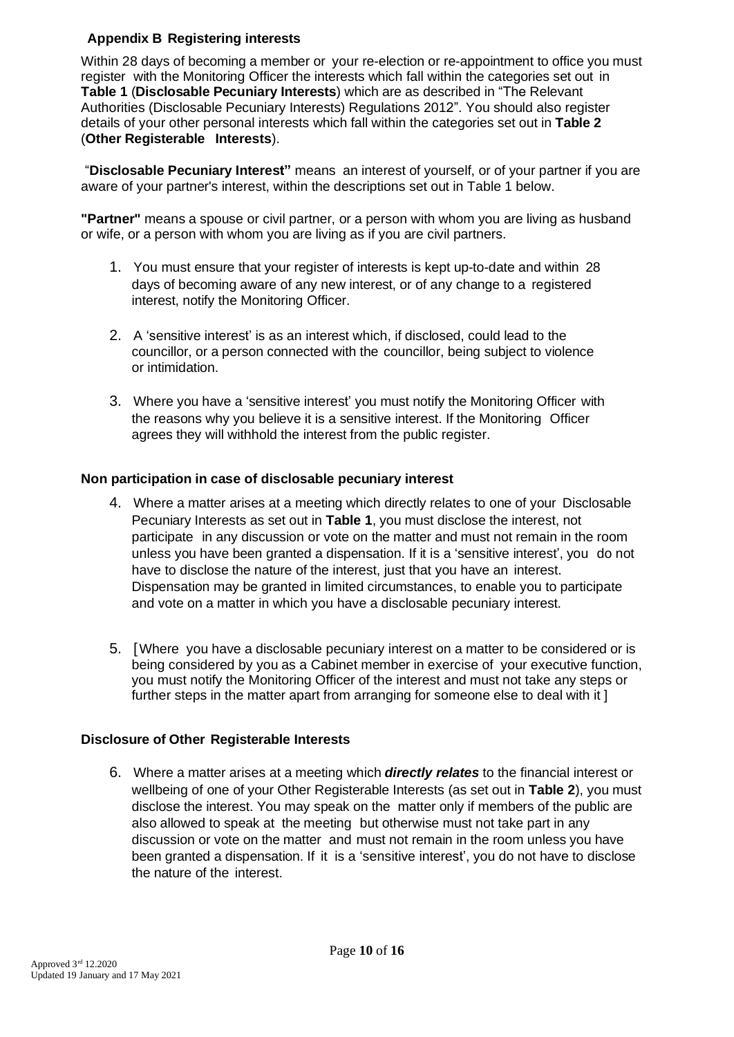## Appendix B Registering interests

Within 28 days of becoming a member or your re-election or re-appointment to office you must register with the Monitoring Officer the interests which fall within the categories set out in **Table 1** (**Disclosable Pecuniary Interests**) which are as described in "The Relevant Authorities (Disclosable Pecuniary Interests) Regulations 2012". You should also register details of your other personal interests which fall within the categories set out in **Table 2** (**Other Registerable Interests**).

"**Disclosable Pecuniary Interest"** means an interest of yourself, or of your partner if you are aware of your partner's interest, within the descriptions set out in Table 1 below.

**"Partner"** means a spouse or civil partner, or a person with whom you are living as husband or wife, or a person with whom you are living as if you are civil partners.

1. You must ensure that your register of interests is kept up-to-date and within 28 days of becoming aware of any new interest, or of any change to a registered interest, notify the Monitoring Officer.
2. A 'sensitive interest' is as an interest which, if disclosed, could lead to the councillor, or a person connected with the councillor, being subject to violence or intimidation.
3. Where you have a 'sensitive interest' you must notify the Monitoring Officer with the reasons why you believe it is a sensitive interest. If the Monitoring Officer agrees they will withhold the interest from the public register.

### Non participation in case of disclosable pecuniary interest

4. Where a matter arises at a meeting which directly relates to one of your Disclosable Pecuniary Interests as set out in **Table 1**, you must disclose the interest, not participate in any discussion or vote on the matter and must not remain in the room unless you have been granted a dispensation. If it is a 'sensitive interest', you do not have to disclose the nature of the interest, just that you have an interest. Dispensation may be granted in limited circumstances, to enable you to participate and vote on a matter in which you have a disclosable pecuniary interest.
5. [Where you have a disclosable pecuniary interest on a matter to be considered or is being considered by you as a Cabinet member in exercise of your executive function, you must notify the Monitoring Officer of the interest and must not take any steps or further steps in the matter apart from arranging for someone else to deal with it ]

### Disclosure of Other Registerable Interests

6. Where a matter arises at a meeting which ***directly relates*** to the financial interest or wellbeing of one of your Other Registerable Interests (as set out in **Table 2**), you must disclose the interest. You may speak on the matter only if members of the public are also allowed to speak at the meeting but otherwise must not take part in any discussion or vote on the matter and must not remain in the room unless you have been granted a dispensation. If it is a 'sensitive interest', you do not have to disclose the nature of the interest.

Approved 3rd 12.2020
Updated 19 January and 17 May 2021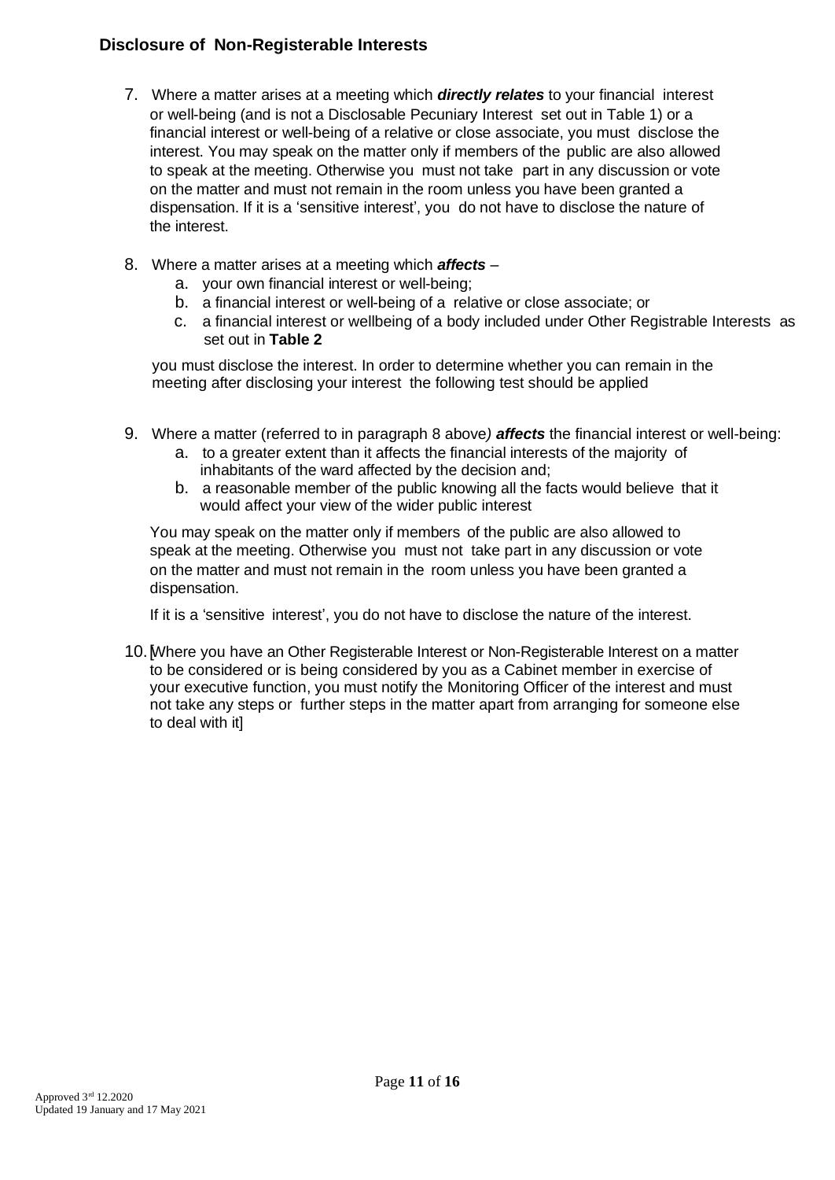## Disclosure of Non-Registerable Interests

7. Where a matter arises at a meeting which ***directly relates*** to your financial interest or well-being (and is not a Disclosable Pecuniary Interest set out in Table 1) or a financial interest or well-being of a relative or close associate, you must disclose the interest. You may speak on the matter only if members of the public are also allowed to speak at the meeting. Otherwise you must not take part in any discussion or vote on the matter and must not remain in the room unless you have been granted a dispensation. If it is a 'sensitive interest', you do not have to disclose the nature of the interest.

8. Where a matter arises at a meeting which ***affects*** –
   a. your own financial interest or well-being;
   b. a financial interest or well-being of a relative or close associate; or
   c. a financial interest or wellbeing of a body included under Other Registrable Interests as set out in **Table 2**

   you must disclose the interest. In order to determine whether you can remain in the meeting after disclosing your interest the following test should be applied

9. Where a matter (referred to in paragraph 8 above*)* ***affects*** the financial interest or well-being:
   a. to a greater extent than it affects the financial interests of the majority of inhabitants of the ward affected by the decision and;
   b. a reasonable member of the public knowing all the facts would believe that it would affect your view of the wider public interest

   You may speak on the matter only if members of the public are also allowed to speak at the meeting. Otherwise you must not take part in any discussion or vote on the matter and must not remain in the room unless you have been granted a dispensation.

   If it is a 'sensitive interest', you do not have to disclose the nature of the interest.

10. [Where you have an Other Registerable Interest or Non-Registerable Interest on a matter to be considered or is being considered by you as a Cabinet member in exercise of your executive function, you must notify the Monitoring Officer of the interest and must not take any steps or further steps in the matter apart from arranging for someone else to deal with it]

Approved 3rd 12.2020
Updated 19 January and 17 May 2021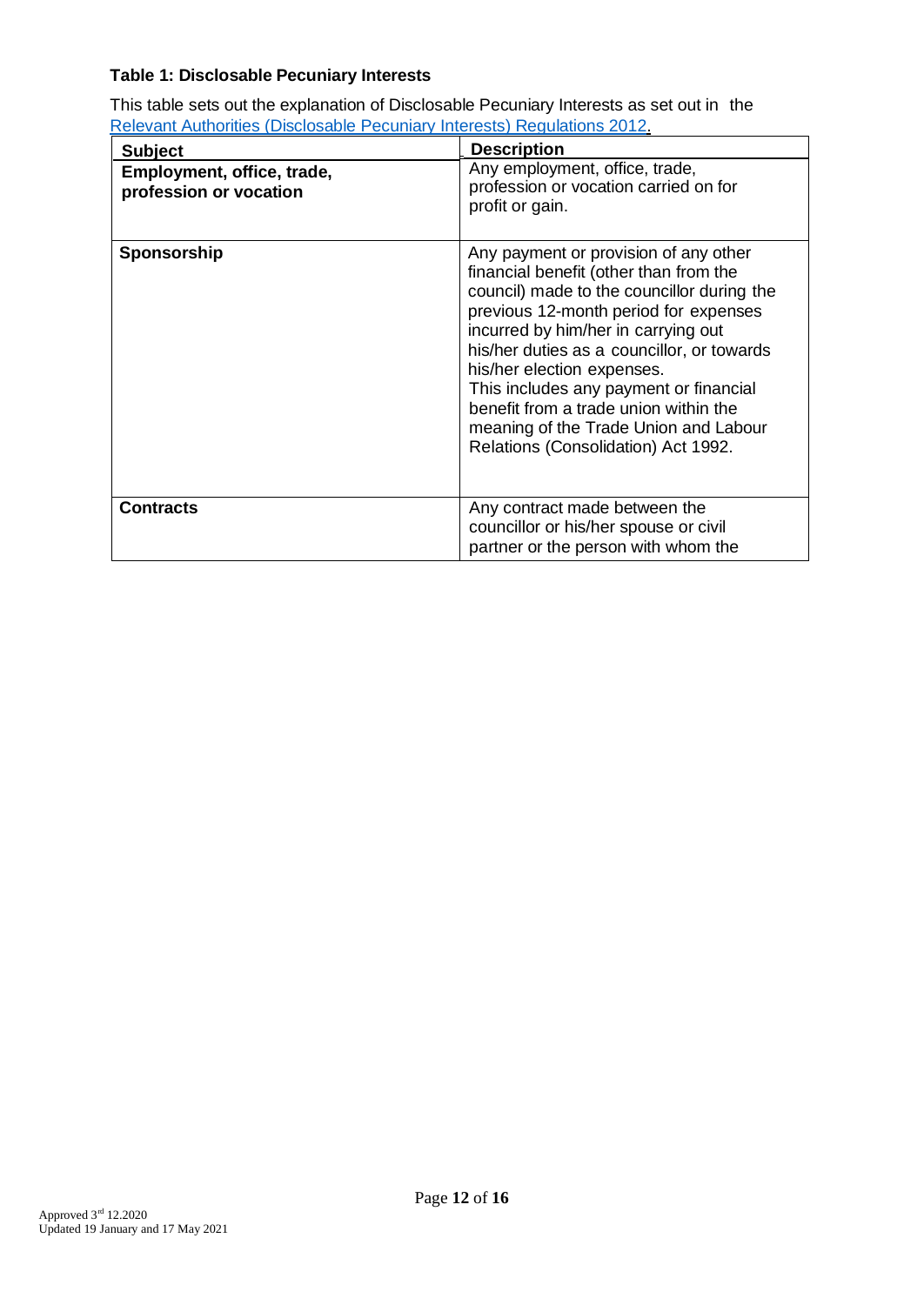**Table 1: Disclosable Pecuniary Interests**

This table sets out the explanation of Disclosable Pecuniary Interests as set out in the Relevant Authorities (Disclosable Pecuniary Interests) Regulations 2012.

| Subject | Description |
| --- | --- |
| **Employment, office, trade, profession or vocation** | Any employment, office, trade, profession or vocation carried on for profit or gain. |
| **Sponsorship** | Any payment or provision of any other financial benefit (other than from the council) made to the councillor during the previous 12-month period for expenses incurred by him/her in carrying out his/her duties as a councillor, or towards his/her election expenses. This includes any payment or financial benefit from a trade union within the meaning of the Trade Union and Labour Relations (Consolidation) Act 1992. |
| **Contracts** | Any contract made between the councillor or his/her spouse or civil partner or the person with whom the |

Approved 3rd 12.2020
Updated 19 January and 17 May 2021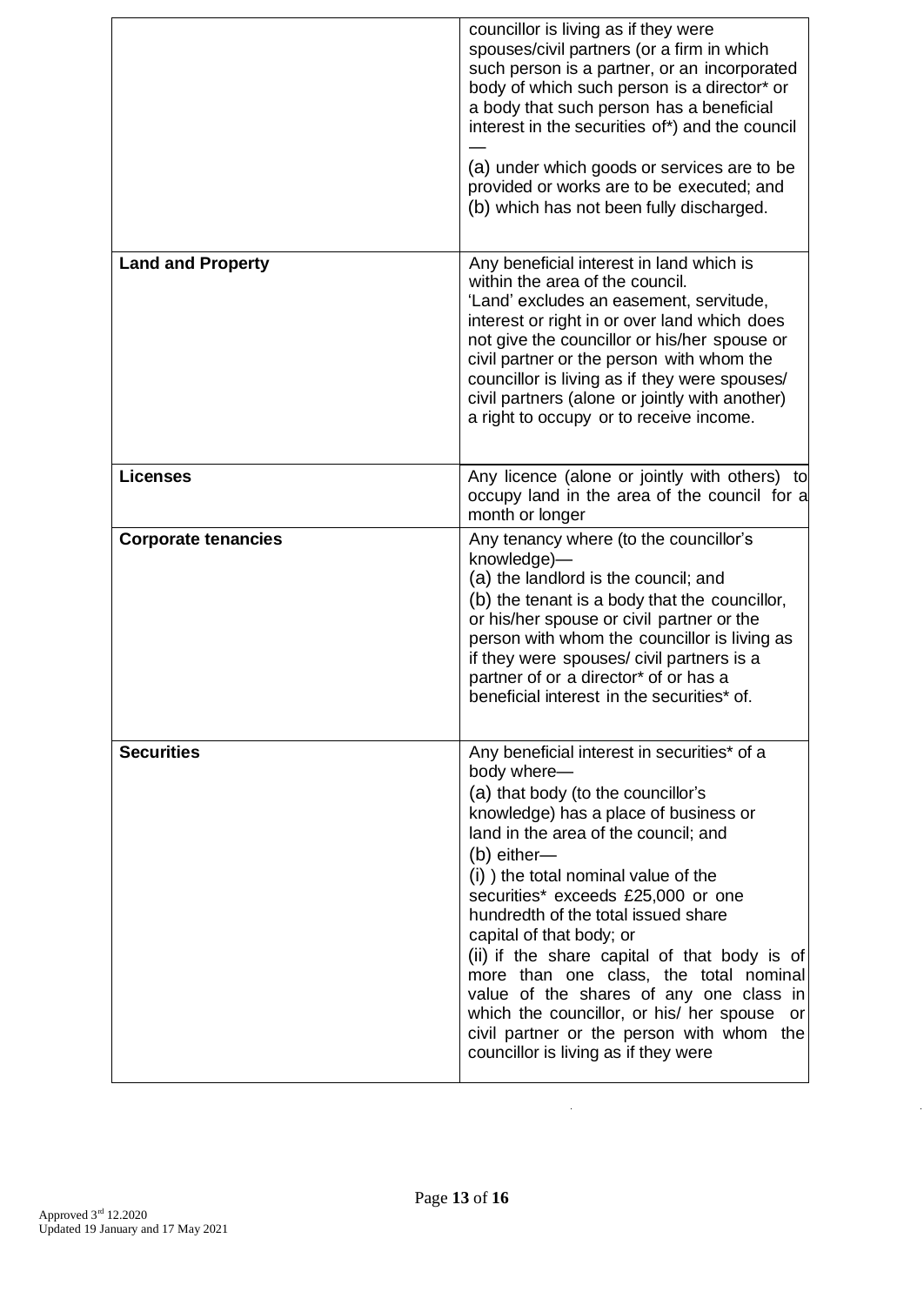| | |
|---|---|
| | councillor is living as if they were spouses/civil partners (or a firm in which such person is a partner, or an incorporated body of which such person is a director* or a body that such person has a beneficial interest in the securities of*) and the council —<br>(a) under which goods or services are to be provided or works are to be executed; and<br>(b) which has not been fully discharged. |
| **Land and Property** | Any beneficial interest in land which is within the area of the council.<br>'Land' excludes an easement, servitude, interest or right in or over land which does not give the councillor or his/her spouse or civil partner or the person with whom the councillor is living as if they were spouses/ civil partners (alone or jointly with another) a right to occupy or to receive income. |
| **Licenses** | Any licence (alone or jointly with others) to occupy land in the area of the council for a month or longer |
| **Corporate tenancies** | Any tenancy where (to the councillor's knowledge)—<br>(a) the landlord is the council; and<br>(b) the tenant is a body that the councillor, or his/her spouse or civil partner or the person with whom the councillor is living as if they were spouses/ civil partners is a partner of or a director* of or has a beneficial interest in the securities* of. |
| **Securities** | Any beneficial interest in securities* of a body where—<br>(a) that body (to the councillor's knowledge) has a place of business or land in the area of the council; and<br>(b) either—<br>(i) ) the total nominal value of the securities* exceeds £25,000 or one hundredth of the total issued share capital of that body; or<br>(ii) if the share capital of that body is of more than one class, the total nominal value of the shares of any one class in which the councillor, or his/ her spouse or civil partner or the person with whom the councillor is living as if they were |

Approved 3rd 12.2020
Updated 19 January and 17 May 2021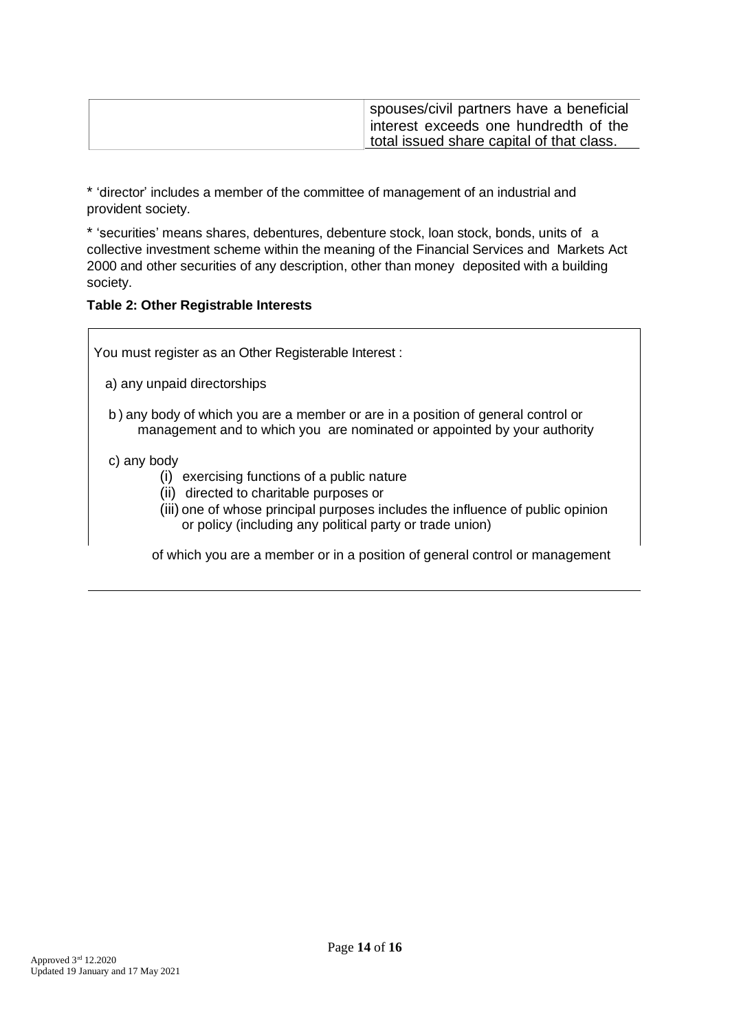|  | spouses/civil partners have a beneficial interest exceeds one hundredth of the total issued share capital of that class. |
|---|---|

* 'director' includes a member of the committee of management of an industrial and provident society.

* 'securities' means shares, debentures, debenture stock, loan stock, bonds, units of a collective investment scheme within the meaning of the Financial Services and Markets Act 2000 and other securities of any description, other than money deposited with a building society.

**Table 2: Other Registrable Interests**

You must register as an Other Registerable Interest :

a) any unpaid directorships

b ) any body of which you are a member or are in a position of general control or management and to which you are nominated or appointed by your authority

c) any body

(i) exercising functions of a public nature

(ii) directed to charitable purposes or

(iii) one of whose principal purposes includes the influence of public opinion or policy (including any political party or trade union)

of which you are a member or in a position of general control or management

Approved 3rd 12.2020
Updated 19 January and 17 May 2021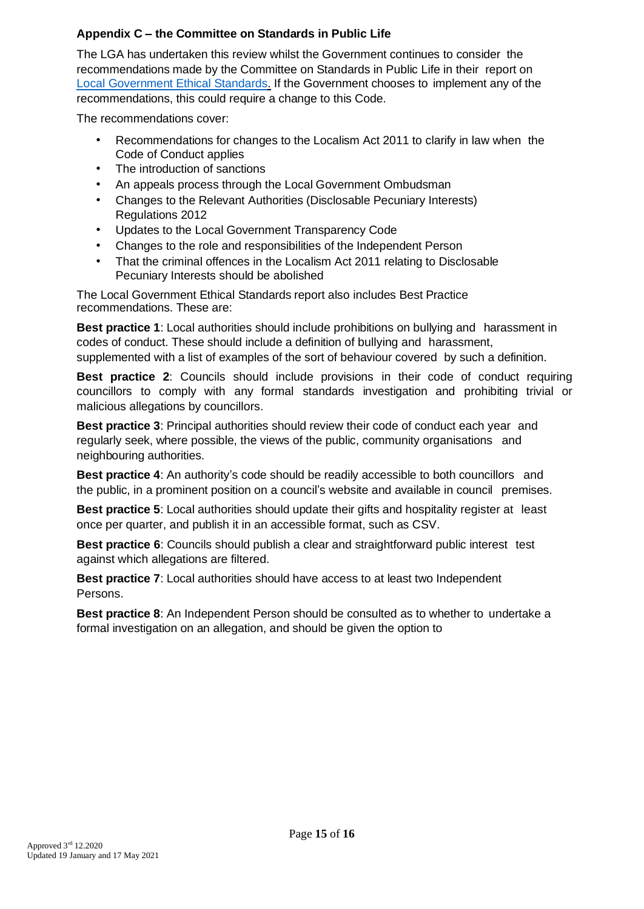### Appendix C – the Committee on Standards in Public Life

The LGA has undertaken this review whilst the Government continues to consider the recommendations made by the Committee on Standards in Public Life in their report on Local Government Ethical Standards. If the Government chooses to implement any of the recommendations, this could require a change to this Code.

The recommendations cover:

- Recommendations for changes to the Localism Act 2011 to clarify in law when the Code of Conduct applies
- The introduction of sanctions
- An appeals process through the Local Government Ombudsman
- Changes to the Relevant Authorities (Disclosable Pecuniary Interests) Regulations 2012
- Updates to the Local Government Transparency Code
- Changes to the role and responsibilities of the Independent Person
- That the criminal offences in the Localism Act 2011 relating to Disclosable Pecuniary Interests should be abolished

The Local Government Ethical Standards report also includes Best Practice recommendations. These are:

**Best practice 1**: Local authorities should include prohibitions on bullying and harassment in codes of conduct. These should include a definition of bullying and harassment, supplemented with a list of examples of the sort of behaviour covered by such a definition.

**Best practice 2**: Councils should include provisions in their code of conduct requiring councillors to comply with any formal standards investigation and prohibiting trivial or malicious allegations by councillors.

**Best practice 3**: Principal authorities should review their code of conduct each year and regularly seek, where possible, the views of the public, community organisations and neighbouring authorities.

**Best practice 4**: An authority's code should be readily accessible to both councillors and the public, in a prominent position on a council's website and available in council premises.

**Best practice 5**: Local authorities should update their gifts and hospitality register at least once per quarter, and publish it in an accessible format, such as CSV.

**Best practice 6**: Councils should publish a clear and straightforward public interest test against which allegations are filtered.

**Best practice 7**: Local authorities should have access to at least two Independent Persons.

**Best practice 8**: An Independent Person should be consulted as to whether to undertake a formal investigation on an allegation, and should be given the option to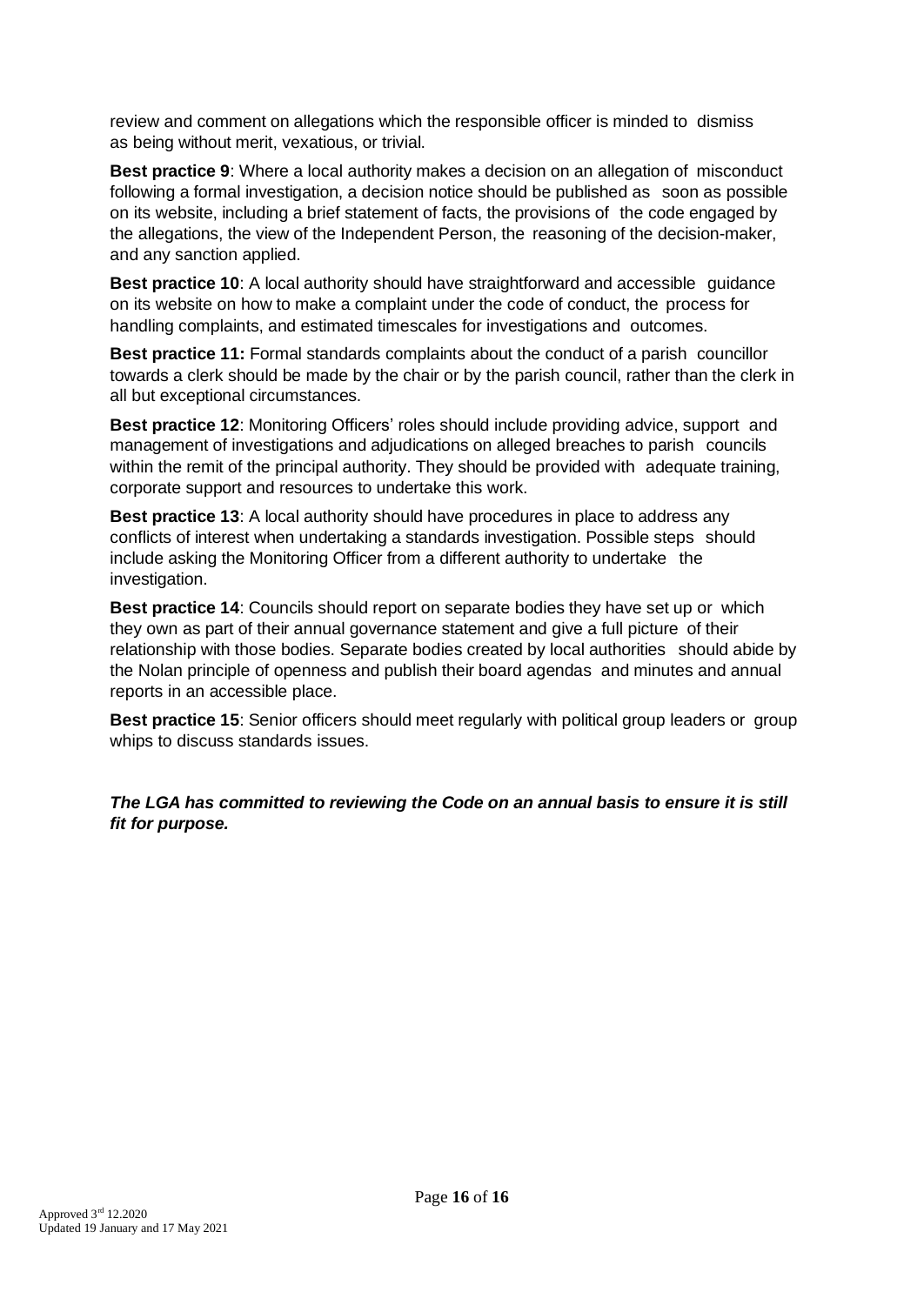review and comment on allegations which the responsible officer is minded to dismiss as being without merit, vexatious, or trivial.

**Best practice 9**: Where a local authority makes a decision on an allegation of misconduct following a formal investigation, a decision notice should be published as soon as possible on its website, including a brief statement of facts, the provisions of the code engaged by the allegations, the view of the Independent Person, the reasoning of the decision-maker, and any sanction applied.

**Best practice 10**: A local authority should have straightforward and accessible guidance on its website on how to make a complaint under the code of conduct, the process for handling complaints, and estimated timescales for investigations and outcomes.

**Best practice 11:** Formal standards complaints about the conduct of a parish councillor towards a clerk should be made by the chair or by the parish council, rather than the clerk in all but exceptional circumstances.

**Best practice 12**: Monitoring Officers' roles should include providing advice, support and management of investigations and adjudications on alleged breaches to parish councils within the remit of the principal authority. They should be provided with adequate training, corporate support and resources to undertake this work.

**Best practice 13**: A local authority should have procedures in place to address any conflicts of interest when undertaking a standards investigation. Possible steps should include asking the Monitoring Officer from a different authority to undertake the investigation.

**Best practice 14**: Councils should report on separate bodies they have set up or which they own as part of their annual governance statement and give a full picture of their relationship with those bodies. Separate bodies created by local authorities should abide by the Nolan principle of openness and publish their board agendas and minutes and annual reports in an accessible place.

**Best practice 15**: Senior officers should meet regularly with political group leaders or group whips to discuss standards issues.

***The LGA has committed to reviewing the Code on an annual basis to ensure it is still fit for purpose.***

Approved 3rd 12.2020
Updated 19 January and 17 May 2021